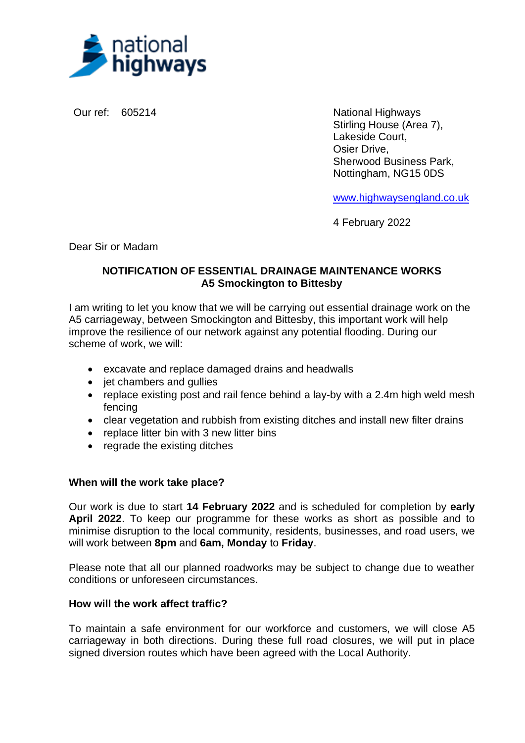national highways

Our ref: 605214

National Highways
Stirling House (Area 7),
Lakeside Court,
Osier Drive,
Sherwood Business Park,
Nottingham, NG15 0DS

www.highwaysengland.co.uk

4 February 2022

Dear Sir or Madam

**NOTIFICATION OF ESSENTIAL DRAINAGE MAINTENANCE WORKS**
**A5 Smockington to Bittesby**

I am writing to let you know that we will be carrying out essential drainage work on the A5 carriageway, between Smockington and Bittesby, this important work will help improve the resilience of our network against any potential flooding. During our scheme of work, we will:

- excavate and replace damaged drains and headwalls
- jet chambers and gullies
- replace existing post and rail fence behind a lay-by with a 2.4m high weld mesh fencing
- clear vegetation and rubbish from existing ditches and install new filter drains
- replace litter bin with 3 new litter bins
- regrade the existing ditches

**When will the work take place?**

Our work is due to start **14 February 2022** and is scheduled for completion by **early April 2022**. To keep our programme for these works as short as possible and to minimise disruption to the local community, residents, businesses, and road users, we will work between **8pm** and **6am, Monday** to **Friday**.

Please note that all our planned roadworks may be subject to change due to weather conditions or unforeseen circumstances.

**How will the work affect traffic?**

To maintain a safe environment for our workforce and customers, we will close A5 carriageway in both directions. During these full road closures, we will put in place signed diversion routes which have been agreed with the Local Authority.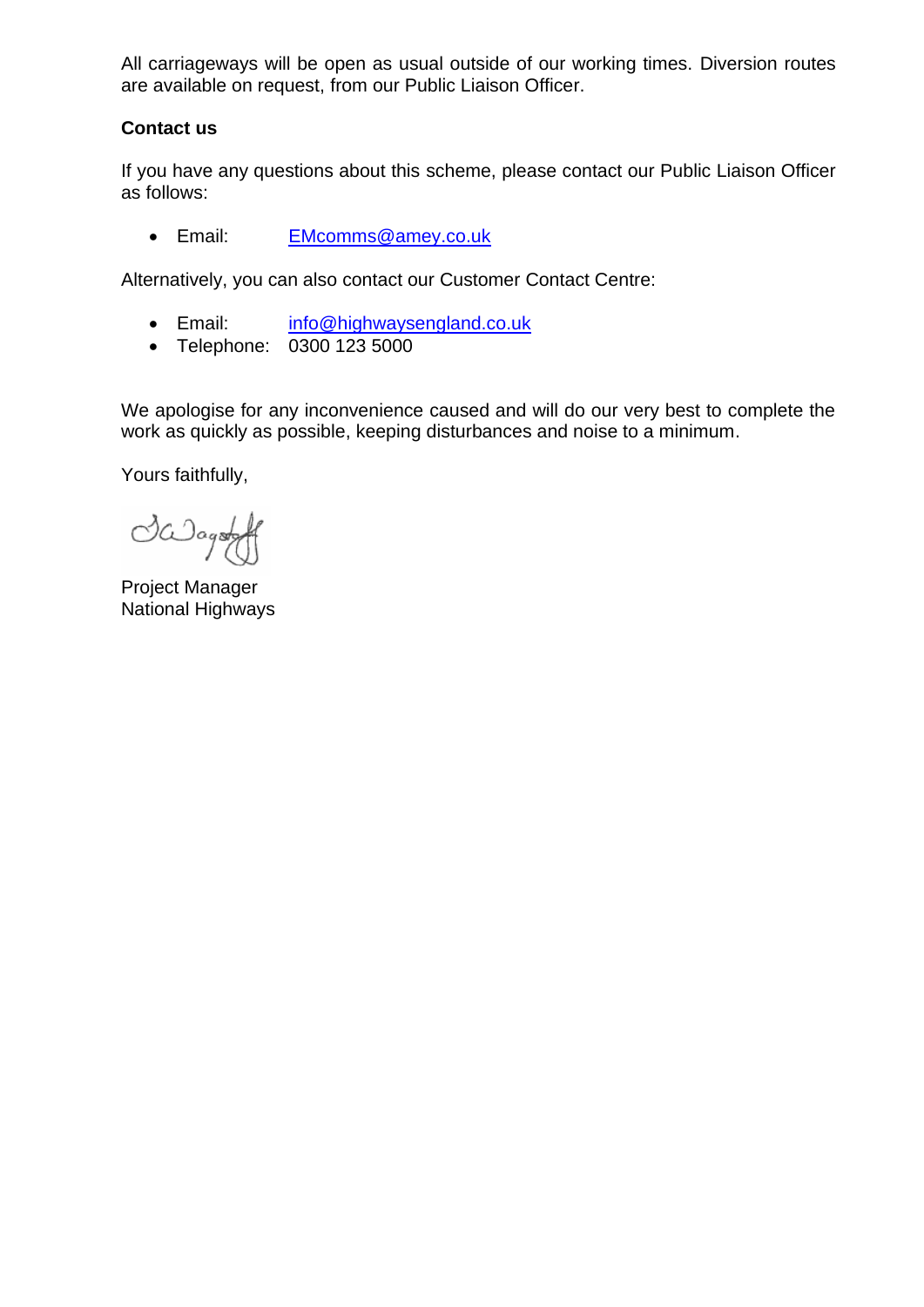All carriageways will be open as usual outside of our working times. Diversion routes are available on request, from our Public Liaison Officer.

**Contact us**

If you have any questions about this scheme, please contact our Public Liaison Officer as follows:

- Email: EMcomms@amey.co.uk

Alternatively, you can also contact our Customer Contact Centre:

- Email: info@highwaysengland.co.uk
- Telephone: 0300 123 5000

We apologise for any inconvenience caused and will do our very best to complete the work as quickly as possible, keeping disturbances and noise to a minimum.

Yours faithfully,

Project Manager
National Highways